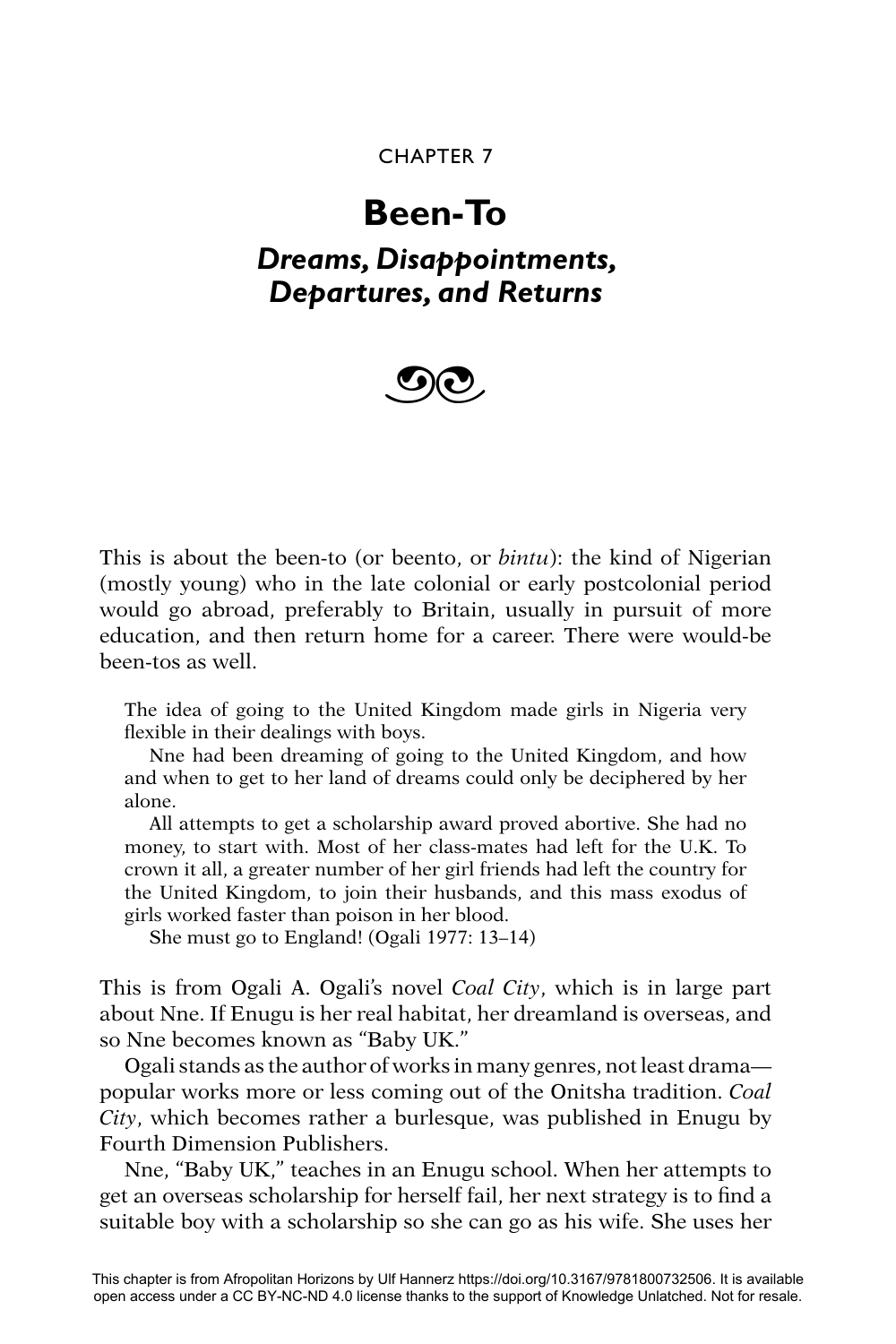CHAPTER 7

# Been-To

## *Dreams, Disappointments, Departures, and Returns*

This is about the been-to (or beento, or *bintu*): the kind of Nigerian (mostly young) who in the late colonial or early postcolonial period would go abroad, preferably to Britain, usually in pursuit of more education, and then return home for a career. There were would-be been-tos as well.

> The idea of going to the United Kingdom made girls in Nigeria very flexible in their dealings with boys.
>
> Nne had been dreaming of going to the United Kingdom, and how and when to get to her land of dreams could only be deciphered by her alone.
>
> All attempts to get a scholarship award proved abortive. She had no money, to start with. Most of her class-mates had left for the U.K. To crown it all, a greater number of her girl friends had left the country for the United Kingdom, to join their husbands, and this mass exodus of girls worked faster than poison in her blood.
>
> She must go to England! (Ogali 1977: 13–14)

This is from Ogali A. Ogali's novel *Coal City*, which is in large part about Nne. If Enugu is her real habitat, her dreamland is overseas, and so Nne becomes known as "Baby UK."

Ogali stands as the author of works in many genres, not least drama—popular works more or less coming out of the Onitsha tradition. *Coal City*, which becomes rather a burlesque, was published in Enugu by Fourth Dimension Publishers.

Nne, "Baby UK," teaches in an Enugu school. When her attempts to get an overseas scholarship for herself fail, her next strategy is to find a suitable boy with a scholarship so she can go as his wife. She uses her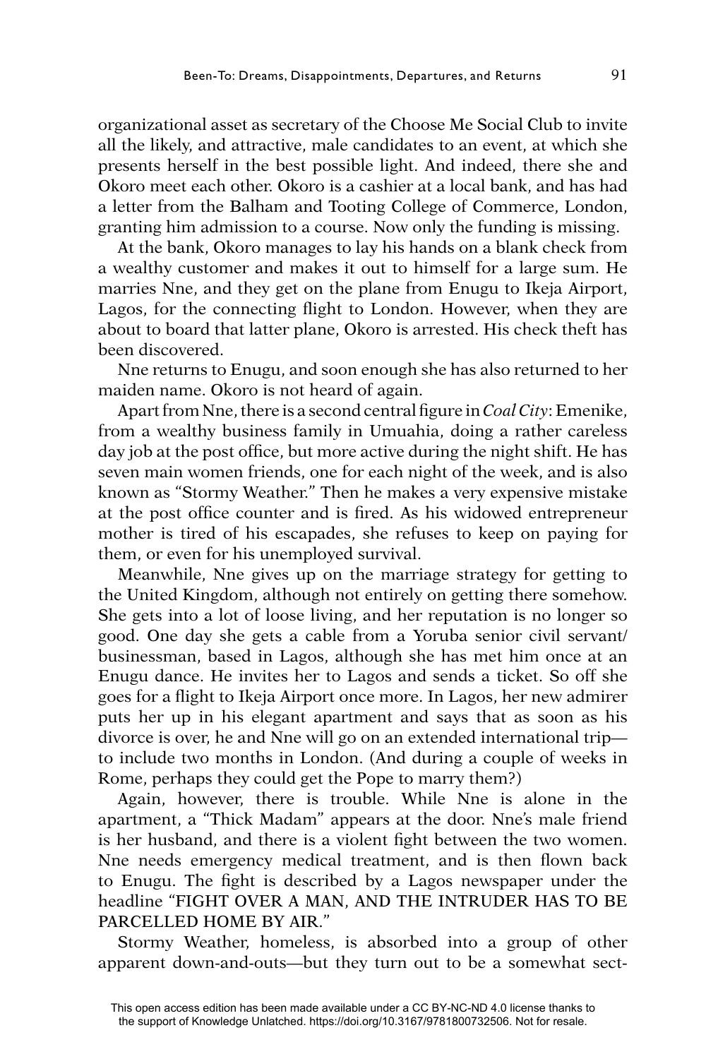organizational asset as secretary of the Choose Me Social Club to invite all the likely, and attractive, male candidates to an event, at which she presents herself in the best possible light. And indeed, there she and Okoro meet each other. Okoro is a cashier at a local bank, and has had a letter from the Balham and Tooting College of Commerce, London, granting him admission to a course. Now only the funding is missing.

At the bank, Okoro manages to lay his hands on a blank check from a wealthy customer and makes it out to himself for a large sum. He marries Nne, and they get on the plane from Enugu to Ikeja Airport, Lagos, for the connecting flight to London. However, when they are about to board that latter plane, Okoro is arrested. His check theft has been discovered.

Nne returns to Enugu, and soon enough she has also returned to her maiden name. Okoro is not heard of again.

Apart from Nne, there is a second central figure in *Coal City*: Emenike, from a wealthy business family in Umuahia, doing a rather careless day job at the post office, but more active during the night shift. He has seven main women friends, one for each night of the week, and is also known as "Stormy Weather." Then he makes a very expensive mistake at the post office counter and is fired. As his widowed entrepreneur mother is tired of his escapades, she refuses to keep on paying for them, or even for his unemployed survival.

Meanwhile, Nne gives up on the marriage strategy for getting to the United Kingdom, although not entirely on getting there somehow. She gets into a lot of loose living, and her reputation is no longer so good. One day she gets a cable from a Yoruba senior civil servant/businessman, based in Lagos, although she has met him once at an Enugu dance. He invites her to Lagos and sends a ticket. So off she goes for a flight to Ikeja Airport once more. In Lagos, her new admirer puts her up in his elegant apartment and says that as soon as his divorce is over, he and Nne will go on an extended international trip—to include two months in London. (And during a couple of weeks in Rome, perhaps they could get the Pope to marry them?)

Again, however, there is trouble. While Nne is alone in the apartment, a "Thick Madam" appears at the door. Nne's male friend is her husband, and there is a violent fight between the two women. Nne needs emergency medical treatment, and is then flown back to Enugu. The fight is described by a Lagos newspaper under the headline "FIGHT OVER A MAN, AND THE INTRUDER HAS TO BE PARCELLED HOME BY AIR."

Stormy Weather, homeless, is absorbed into a group of other apparent down-and-outs—but they turn out to be a somewhat sect-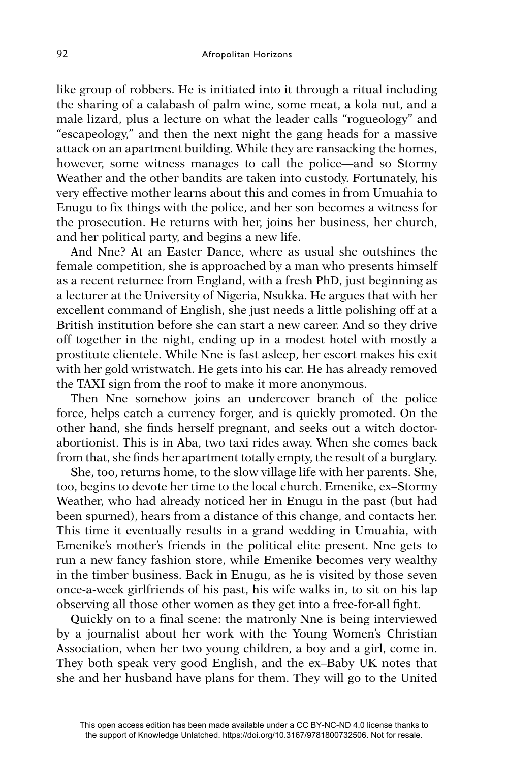like group of robbers. He is initiated into it through a ritual including the sharing of a calabash of palm wine, some meat, a kola nut, and a male lizard, plus a lecture on what the leader calls "rogueology" and "escapeology," and then the next night the gang heads for a massive attack on an apartment building. While they are ransacking the homes, however, some witness manages to call the police—and so Stormy Weather and the other bandits are taken into custody. Fortunately, his very effective mother learns about this and comes in from Umuahia to Enugu to fix things with the police, and her son becomes a witness for the prosecution. He returns with her, joins her business, her church, and her political party, and begins a new life.

And Nne? At an Easter Dance, where as usual she outshines the female competition, she is approached by a man who presents himself as a recent returnee from England, with a fresh PhD, just beginning as a lecturer at the University of Nigeria, Nsukka. He argues that with her excellent command of English, she just needs a little polishing off at a British institution before she can start a new career. And so they drive off together in the night, ending up in a modest hotel with mostly a prostitute clientele. While Nne is fast asleep, her escort makes his exit with her gold wristwatch. He gets into his car. He has already removed the TAXI sign from the roof to make it more anonymous.

Then Nne somehow joins an undercover branch of the police force, helps catch a currency forger, and is quickly promoted. On the other hand, she finds herself pregnant, and seeks out a witch doctor-abortionist. This is in Aba, two taxi rides away. When she comes back from that, she finds her apartment totally empty, the result of a burglary.

She, too, returns home, to the slow village life with her parents. She, too, begins to devote her time to the local church. Emenike, ex–Stormy Weather, who had already noticed her in Enugu in the past (but had been spurned), hears from a distance of this change, and contacts her. This time it eventually results in a grand wedding in Umuahia, with Emenike's mother's friends in the political elite present. Nne gets to run a new fancy fashion store, while Emenike becomes very wealthy in the timber business. Back in Enugu, as he is visited by those seven once-a-week girlfriends of his past, his wife walks in, to sit on his lap observing all those other women as they get into a free-for-all fight.

Quickly on to a final scene: the matronly Nne is being interviewed by a journalist about her work with the Young Women's Christian Association, when her two young children, a boy and a girl, come in. They both speak very good English, and the ex–Baby UK notes that she and her husband have plans for them. They will go to the United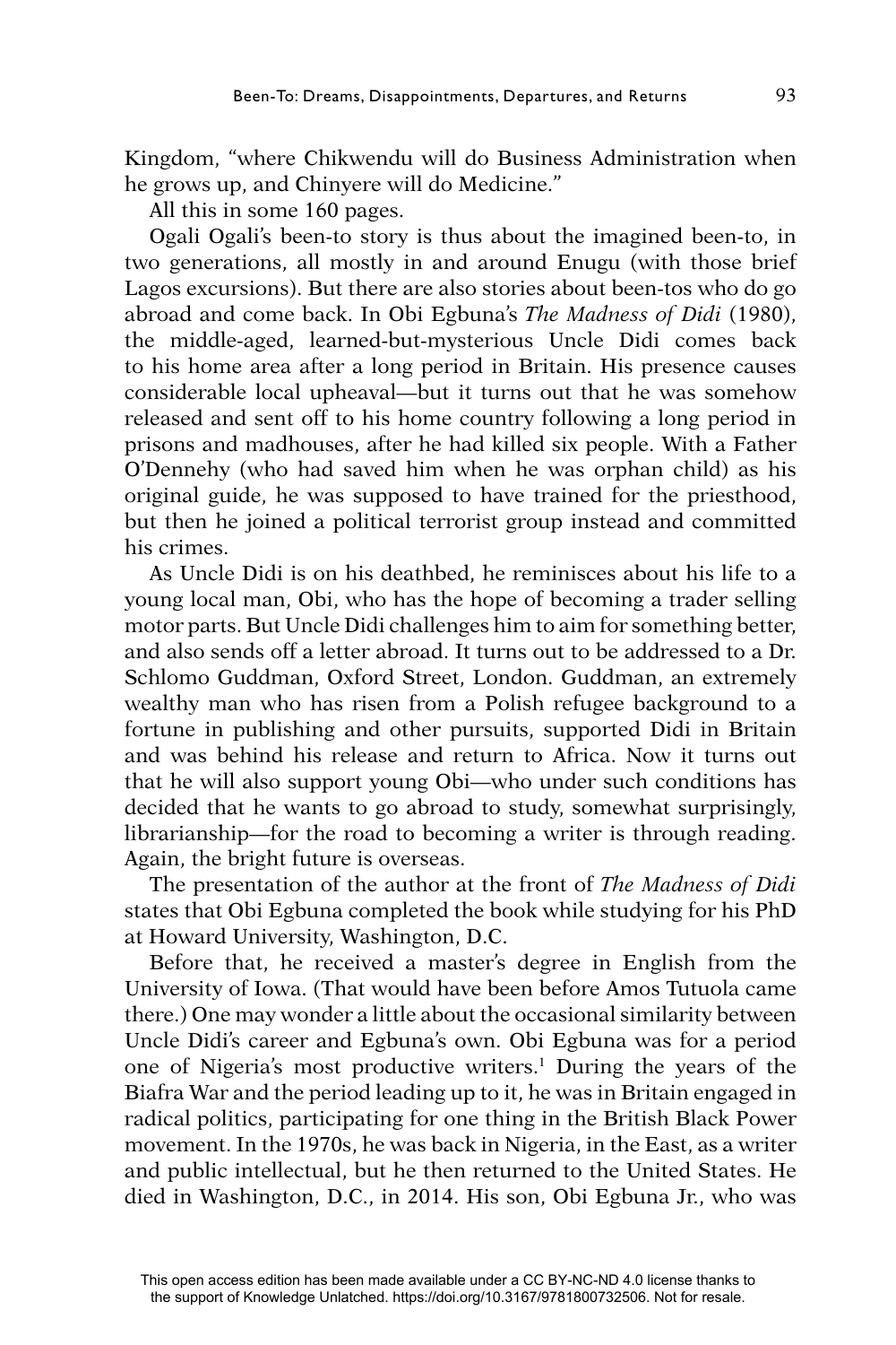Kingdom, "where Chikwendu will do Business Administration when he grows up, and Chinyere will do Medicine."

All this in some 160 pages.

Ogali Ogali's been-to story is thus about the imagined been-to, in two generations, all mostly in and around Enugu (with those brief Lagos excursions). But there are also stories about been-tos who do go abroad and come back. In Obi Egbuna's *The Madness of Didi* (1980), the middle-aged, learned-but-mysterious Uncle Didi comes back to his home area after a long period in Britain. His presence causes considerable local upheaval—but it turns out that he was somehow released and sent off to his home country following a long period in prisons and madhouses, after he had killed six people. With a Father O'Dennehy (who had saved him when he was orphan child) as his original guide, he was supposed to have trained for the priesthood, but then he joined a political terrorist group instead and committed his crimes.

As Uncle Didi is on his deathbed, he reminisces about his life to a young local man, Obi, who has the hope of becoming a trader selling motor parts. But Uncle Didi challenges him to aim for something better, and also sends off a letter abroad. It turns out to be addressed to a Dr. Schlomo Guddman, Oxford Street, London. Guddman, an extremely wealthy man who has risen from a Polish refugee background to a fortune in publishing and other pursuits, supported Didi in Britain and was behind his release and return to Africa. Now it turns out that he will also support young Obi—who under such conditions has decided that he wants to go abroad to study, somewhat surprisingly, librarianship—for the road to becoming a writer is through reading. Again, the bright future is overseas.

The presentation of the author at the front of *The Madness of Didi* states that Obi Egbuna completed the book while studying for his PhD at Howard University, Washington, D.C.

Before that, he received a master's degree in English from the University of Iowa. (That would have been before Amos Tutuola came there.) One may wonder a little about the occasional similarity between Uncle Didi's career and Egbuna's own. Obi Egbuna was for a period one of Nigeria's most productive writers.[1] During the years of the Biafra War and the period leading up to it, he was in Britain engaged in radical politics, participating for one thing in the British Black Power movement. In the 1970s, he was back in Nigeria, in the East, as a writer and public intellectual, but he then returned to the United States. He died in Washington, D.C., in 2014. His son, Obi Egbuna Jr., who was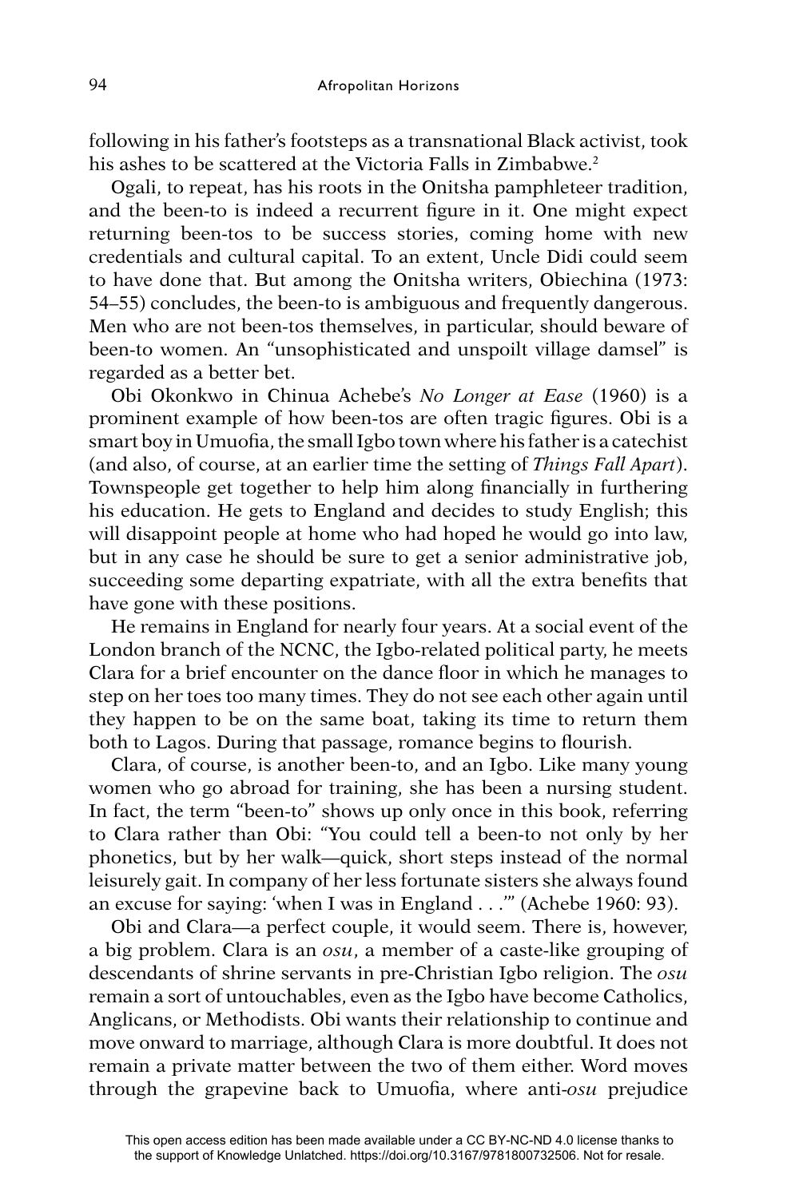following in his father's footsteps as a transnational Black activist, took his ashes to be scattered at the Victoria Falls in Zimbabwe.[2]

Ogali, to repeat, has his roots in the Onitsha pamphleteer tradition, and the been-to is indeed a recurrent figure in it. One might expect returning been-tos to be success stories, coming home with new credentials and cultural capital. To an extent, Uncle Didi could seem to have done that. But among the Onitsha writers, Obiechina (1973: 54–55) concludes, the been-to is ambiguous and frequently dangerous. Men who are not been-tos themselves, in particular, should beware of been-to women. An "unsophisticated and unspoilt village damsel" is regarded as a better bet.

Obi Okonkwo in Chinua Achebe's *No Longer at Ease* (1960) is a prominent example of how been-tos are often tragic figures. Obi is a smart boy in Umuofia, the small Igbo town where his father is a catechist (and also, of course, at an earlier time the setting of *Things Fall Apart*). Townspeople get together to help him along financially in furthering his education. He gets to England and decides to study English; this will disappoint people at home who had hoped he would go into law, but in any case he should be sure to get a senior administrative job, succeeding some departing expatriate, with all the extra benefits that have gone with these positions.

He remains in England for nearly four years. At a social event of the London branch of the NCNC, the Igbo-related political party, he meets Clara for a brief encounter on the dance floor in which he manages to step on her toes too many times. They do not see each other again until they happen to be on the same boat, taking its time to return them both to Lagos. During that passage, romance begins to flourish.

Clara, of course, is another been-to, and an Igbo. Like many young women who go abroad for training, she has been a nursing student. In fact, the term "been-to" shows up only once in this book, referring to Clara rather than Obi: "You could tell a been-to not only by her phonetics, but by her walk—quick, short steps instead of the normal leisurely gait. In company of her less fortunate sisters she always found an excuse for saying: 'when I was in England . . .'" (Achebe 1960: 93).

Obi and Clara—a perfect couple, it would seem. There is, however, a big problem. Clara is an *osu*, a member of a caste-like grouping of descendants of shrine servants in pre-Christian Igbo religion. The *osu* remain a sort of untouchables, even as the Igbo have become Catholics, Anglicans, or Methodists. Obi wants their relationship to continue and move onward to marriage, although Clara is more doubtful. It does not remain a private matter between the two of them either. Word moves through the grapevine back to Umuofia, where anti-*osu* prejudice

This open access edition has been made available under a CC BY-NC-ND 4.0 license thanks to the support of Knowledge Unlatched. https://doi.org/10.3167/9781800732506. Not for resale.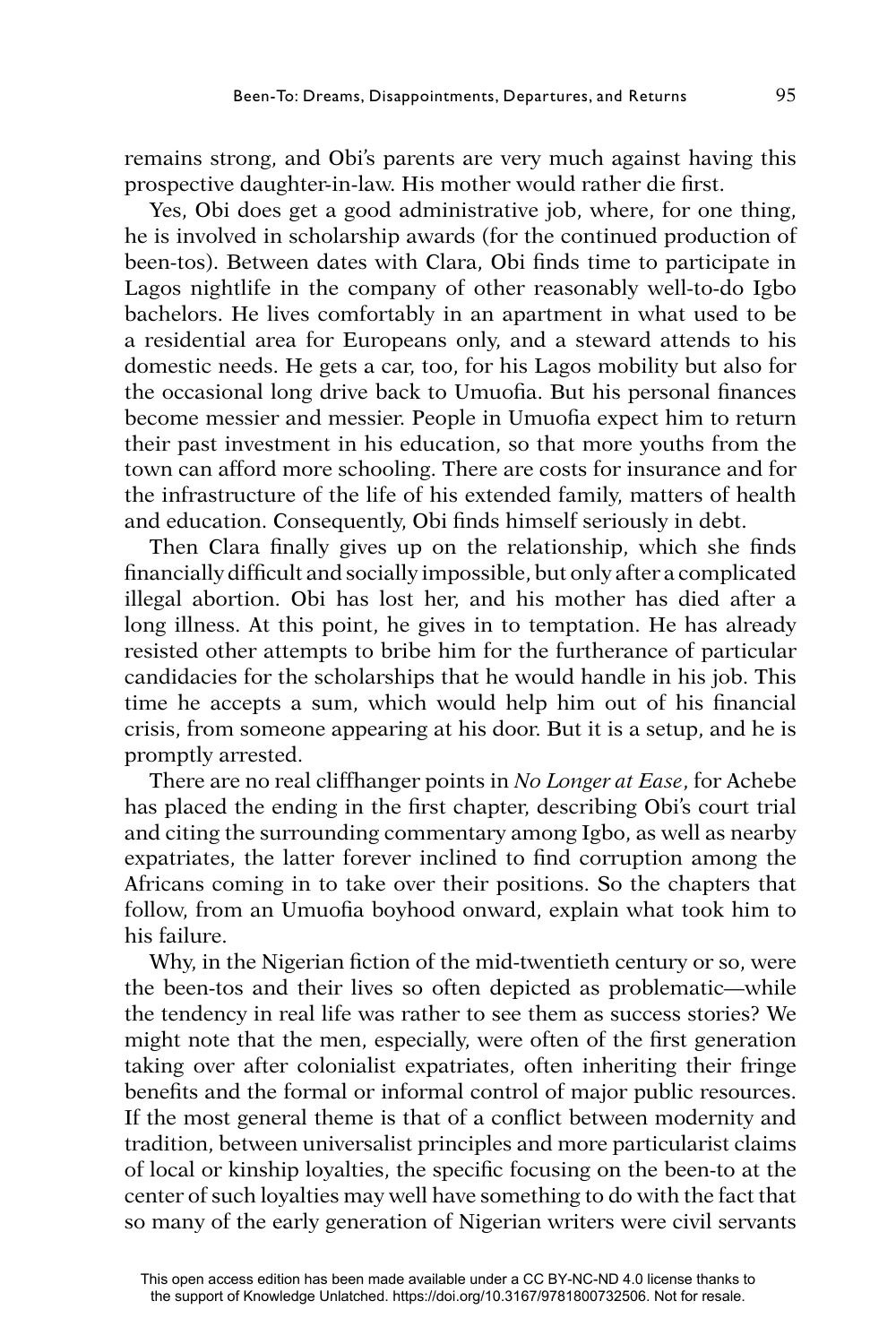remains strong, and Obi's parents are very much against having this prospective daughter-in-law. His mother would rather die first.

Yes, Obi does get a good administrative job, where, for one thing, he is involved in scholarship awards (for the continued production of been-tos). Between dates with Clara, Obi finds time to participate in Lagos nightlife in the company of other reasonably well-to-do Igbo bachelors. He lives comfortably in an apartment in what used to be a residential area for Europeans only, and a steward attends to his domestic needs. He gets a car, too, for his Lagos mobility but also for the occasional long drive back to Umuofia. But his personal finances become messier and messier. People in Umuofia expect him to return their past investment in his education, so that more youths from the town can afford more schooling. There are costs for insurance and for the infrastructure of the life of his extended family, matters of health and education. Consequently, Obi finds himself seriously in debt.

Then Clara finally gives up on the relationship, which she finds financially difficult and socially impossible, but only after a complicated illegal abortion. Obi has lost her, and his mother has died after a long illness. At this point, he gives in to temptation. He has already resisted other attempts to bribe him for the furtherance of particular candidacies for the scholarships that he would handle in his job. This time he accepts a sum, which would help him out of his financial crisis, from someone appearing at his door. But it is a setup, and he is promptly arrested.

There are no real cliffhanger points in *No Longer at Ease*, for Achebe has placed the ending in the first chapter, describing Obi's court trial and citing the surrounding commentary among Igbo, as well as nearby expatriates, the latter forever inclined to find corruption among the Africans coming in to take over their positions. So the chapters that follow, from an Umuofia boyhood onward, explain what took him to his failure.

Why, in the Nigerian fiction of the mid-twentieth century or so, were the been-tos and their lives so often depicted as problematic—while the tendency in real life was rather to see them as success stories? We might note that the men, especially, were often of the first generation taking over after colonialist expatriates, often inheriting their fringe benefits and the formal or informal control of major public resources. If the most general theme is that of a conflict between modernity and tradition, between universalist principles and more particularist claims of local or kinship loyalties, the specific focusing on the been-to at the center of such loyalties may well have something to do with the fact that so many of the early generation of Nigerian writers were civil servants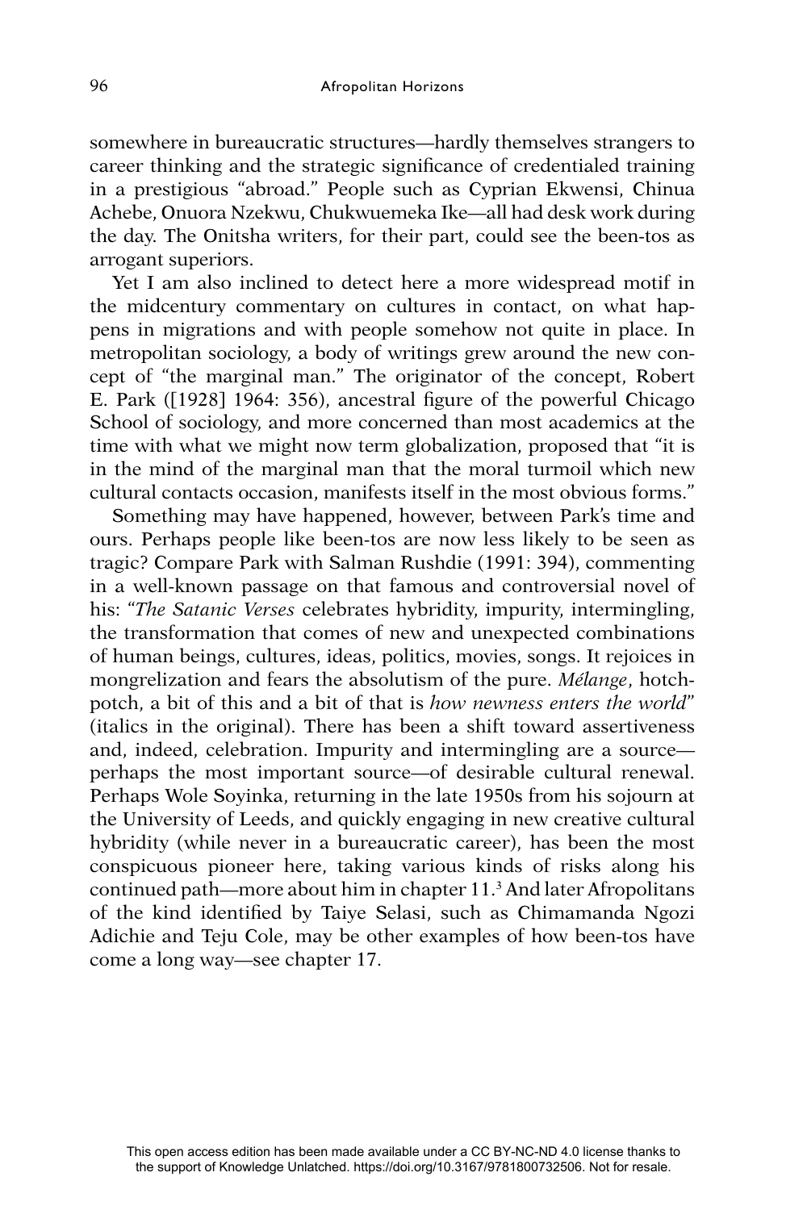somewhere in bureaucratic structures—hardly themselves strangers to career thinking and the strategic significance of credentialed training in a prestigious "abroad." People such as Cyprian Ekwensi, Chinua Achebe, Onuora Nzekwu, Chukwuemeka Ike—all had desk work during the day. The Onitsha writers, for their part, could see the been-tos as arrogant superiors.

Yet I am also inclined to detect here a more widespread motif in the midcentury commentary on cultures in contact, on what happens in migrations and with people somehow not quite in place. In metropolitan sociology, a body of writings grew around the new concept of "the marginal man." The originator of the concept, Robert E. Park ([1928] 1964: 356), ancestral figure of the powerful Chicago School of sociology, and more concerned than most academics at the time with what we might now term globalization, proposed that "it is in the mind of the marginal man that the moral turmoil which new cultural contacts occasion, manifests itself in the most obvious forms."

Something may have happened, however, between Park's time and ours. Perhaps people like been-tos are now less likely to be seen as tragic? Compare Park with Salman Rushdie (1991: 394), commenting in a well-known passage on that famous and controversial novel of his: "*The Satanic Verses* celebrates hybridity, impurity, intermingling, the transformation that comes of new and unexpected combinations of human beings, cultures, ideas, politics, movies, songs. It rejoices in mongrelization and fears the absolutism of the pure. *Mélange*, hotchpotch, a bit of this and a bit of that is *how newness enters the world*" (italics in the original). There has been a shift toward assertiveness and, indeed, celebration. Impurity and intermingling are a source—perhaps the most important source—of desirable cultural renewal. Perhaps Wole Soyinka, returning in the late 1950s from his sojourn at the University of Leeds, and quickly engaging in new creative cultural hybridity (while never in a bureaucratic career), has been the most conspicuous pioneer here, taking various kinds of risks along his continued path—more about him in chapter 11.[3] And later Afropolitans of the kind identified by Taiye Selasi, such as Chimamanda Ngozi Adichie and Teju Cole, may be other examples of how been-tos have come a long way—see chapter 17.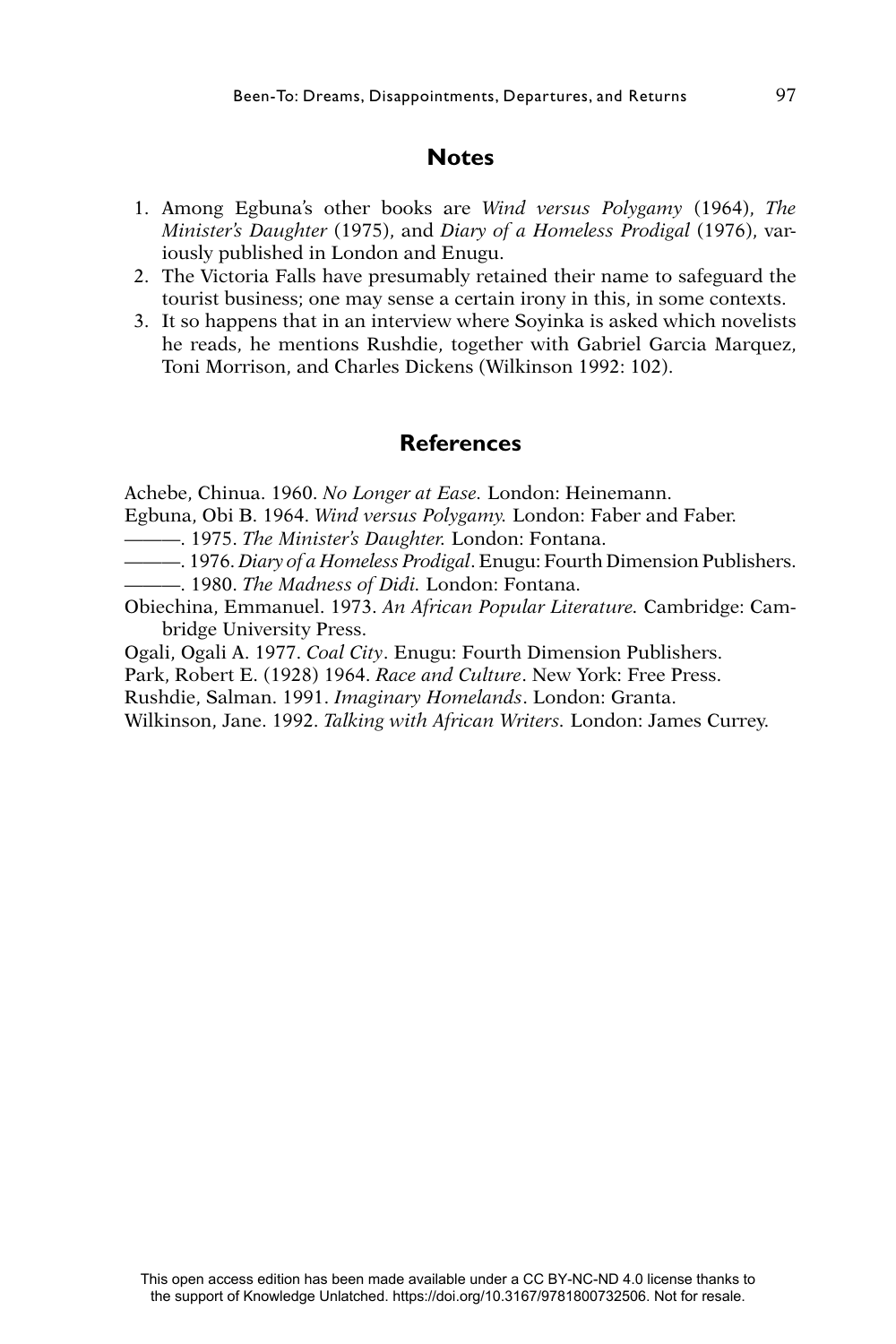## Notes

1. Among Egbuna's other books are *Wind versus Polygamy* (1964), *The Minister's Daughter* (1975), and *Diary of a Homeless Prodigal* (1976), variously published in London and Enugu.
2. The Victoria Falls have presumably retained their name to safeguard the tourist business; one may sense a certain irony in this, in some contexts.
3. It so happens that in an interview where Soyinka is asked which novelists he reads, he mentions Rushdie, together with Gabriel Garcia Marquez, Toni Morrison, and Charles Dickens (Wilkinson 1992: 102).

## References

Achebe, Chinua. 1960. *No Longer at Ease.* London: Heinemann.

Egbuna, Obi B. 1964. *Wind versus Polygamy.* London: Faber and Faber.

———. 1975. *The Minister's Daughter.* London: Fontana.

———. 1976. *Diary of a Homeless Prodigal*. Enugu: Fourth Dimension Publishers.

———. 1980. *The Madness of Didi.* London: Fontana.

Obiechina, Emmanuel. 1973. *An African Popular Literature.* Cambridge: Cambridge University Press.

Ogali, Ogali A. 1977. *Coal City*. Enugu: Fourth Dimension Publishers.

Park, Robert E. (1928) 1964. *Race and Culture*. New York: Free Press.

Rushdie, Salman. 1991. *Imaginary Homelands*. London: Granta.

Wilkinson, Jane. 1992. *Talking with African Writers.* London: James Currey.

This open access edition has been made available under a CC BY-NC-ND 4.0 license thanks to the support of Knowledge Unlatched. https://doi.org/10.3167/9781800732506. Not for resale.